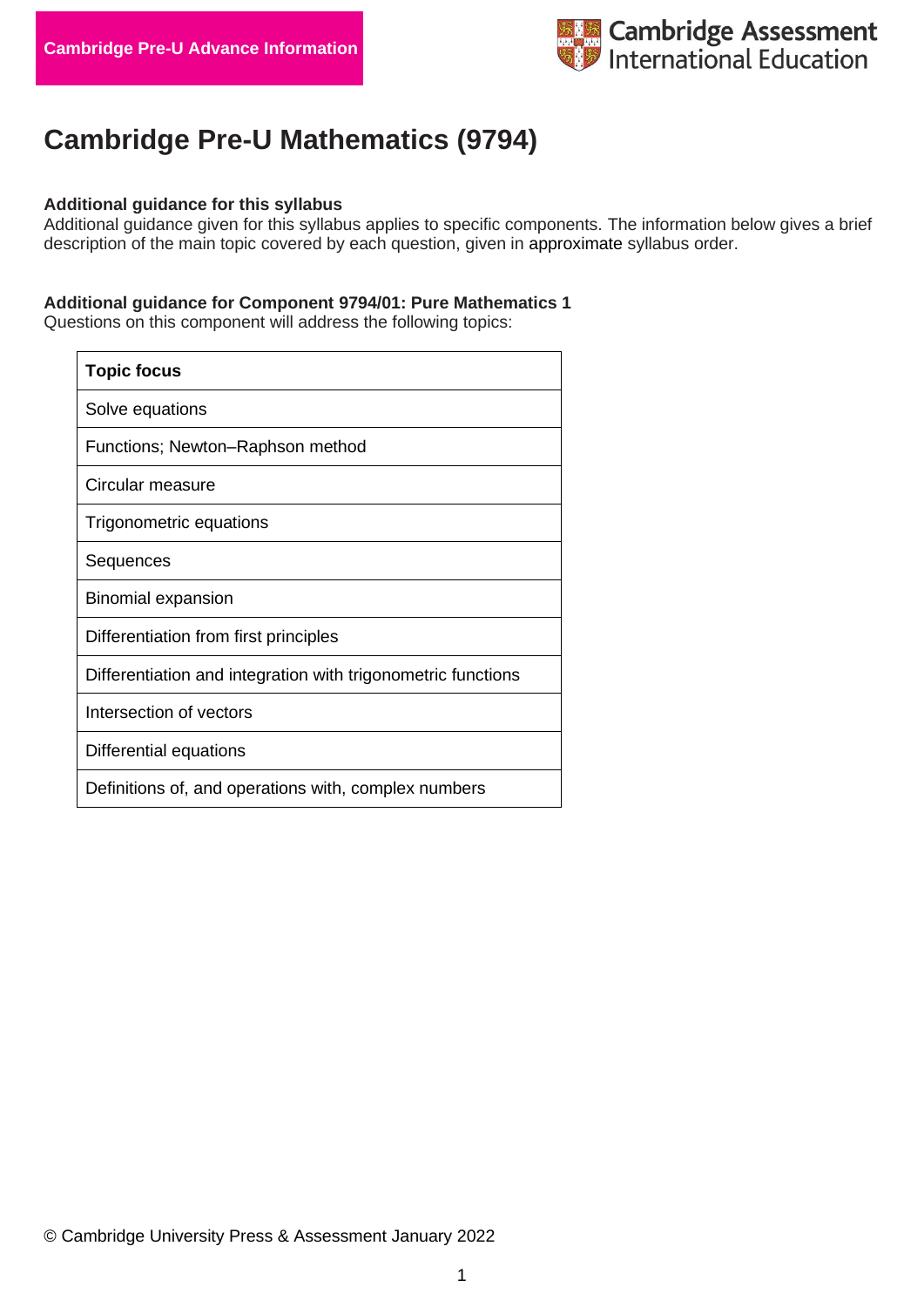Cambridge Pre-U Advance Information

Cambridge Assessment International Education

# Cambridge Pre-U Mathematics (9794)

**Additional guidance for this syllabus**
Additional guidance given for this syllabus applies to specific components. The information below gives a brief description of the main topic covered by each question, given in approximate syllabus order.

**Additional guidance for Component 9794/01: Pure Mathematics 1**
Questions on this component will address the following topics:

| Topic focus |
|---|
| Solve equations |
| Functions; Newton–Raphson method |
| Circular measure |
| Trigonometric equations |
| Sequences |
| Binomial expansion |
| Differentiation from first principles |
| Differentiation and integration with trigonometric functions |
| Intersection of vectors |
| Differential equations |
| Definitions of, and operations with, complex numbers |

© Cambridge University Press & Assessment January 2022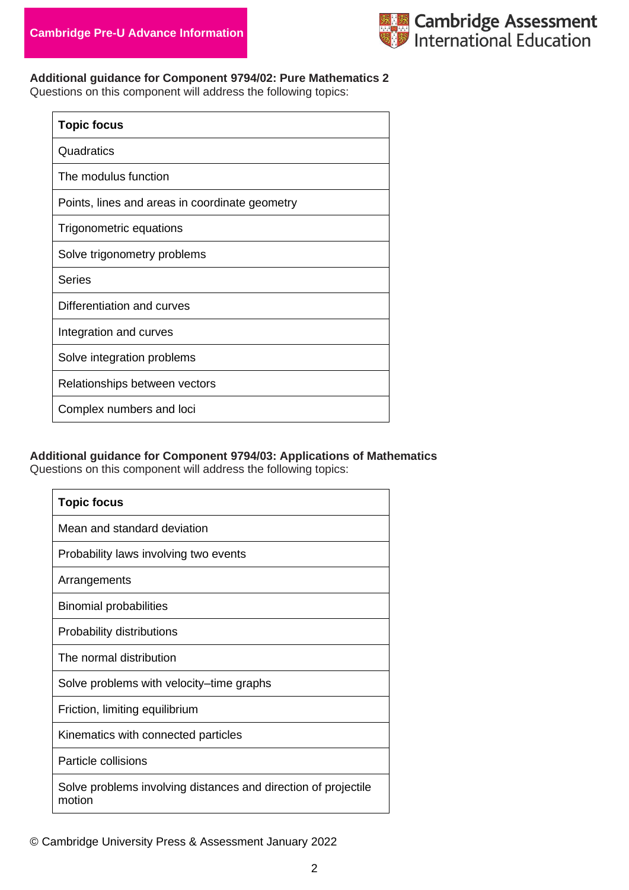**Additional guidance for Component 9794/02: Pure Mathematics 2**
Questions on this component will address the following topics:

| Topic focus |
|---|
| Quadratics |
| The modulus function |
| Points, lines and areas in coordinate geometry |
| Trigonometric equations |
| Solve trigonometry problems |
| Series |
| Differentiation and curves |
| Integration and curves |
| Solve integration problems |
| Relationships between vectors |
| Complex numbers and loci |

**Additional guidance for Component 9794/03: Applications of Mathematics**
Questions on this component will address the following topics:

| Topic focus |
|---|
| Mean and standard deviation |
| Probability laws involving two events |
| Arrangements |
| Binomial probabilities |
| Probability distributions |
| The normal distribution |
| Solve problems with velocity–time graphs |
| Friction, limiting equilibrium |
| Kinematics with connected particles |
| Particle collisions |
| Solve problems involving distances and direction of projectile motion |

© Cambridge University Press & Assessment January 2022